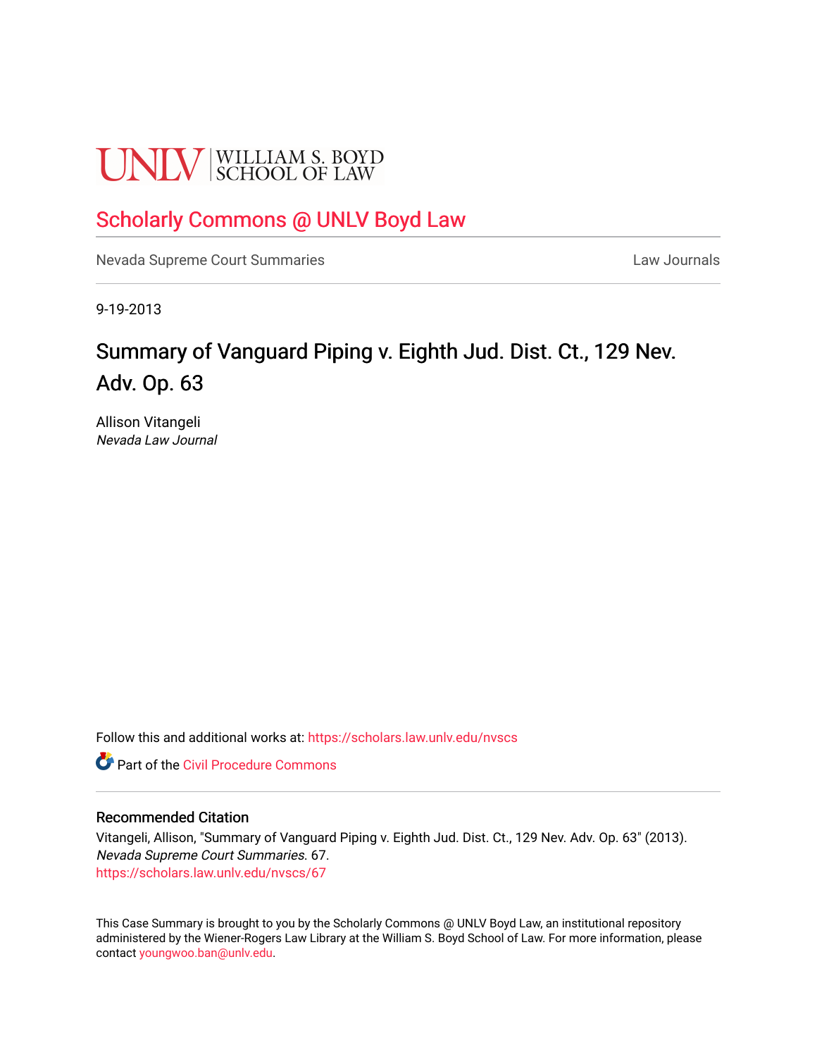UNLV | WILLIAM S. BOYD SCHOOL OF LAW

Scholarly Commons @ UNLV Boyd Law

Nevada Supreme Court Summaries — Law Journals

9-19-2013

# Summary of Vanguard Piping v. Eighth Jud. Dist. Ct., 129 Nev. Adv. Op. 63

Allison Vitangeli
*Nevada Law Journal*

Follow this and additional works at: https://scholars.law.unlv.edu/nvscs

Part of the Civil Procedure Commons

## Recommended Citation

Vitangeli, Allison, "Summary of Vanguard Piping v. Eighth Jud. Dist. Ct., 129 Nev. Adv. Op. 63" (2013). *Nevada Supreme Court Summaries*. 67.
https://scholars.law.unlv.edu/nvscs/67

This Case Summary is brought to you by the Scholarly Commons @ UNLV Boyd Law, an institutional repository administered by the Wiener-Rogers Law Library at the William S. Boyd School of Law. For more information, please contact youngwoo.ban@unlv.edu.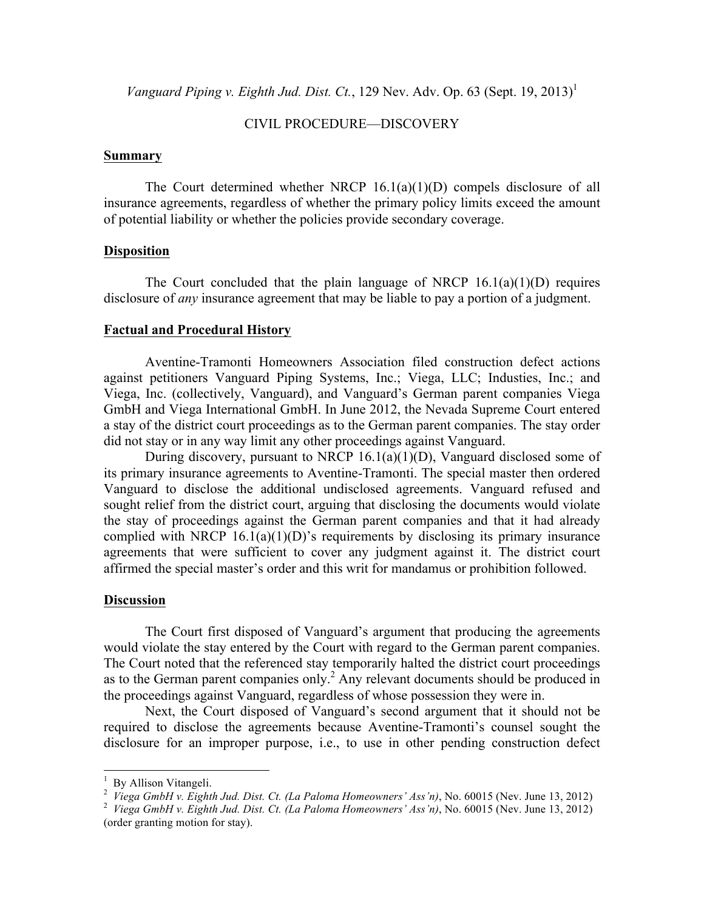*Vanguard Piping v. Eighth Jud. Dist. Ct.*, 129 Nev. Adv. Op. 63 (Sept. 19, 2013)[1]

CIVIL PROCEDURE—DISCOVERY

## Summary

The Court determined whether NRCP 16.1(a)(1)(D) compels disclosure of all insurance agreements, regardless of whether the primary policy limits exceed the amount of potential liability or whether the policies provide secondary coverage.

## Disposition

The Court concluded that the plain language of NRCP 16.1(a)(1)(D) requires disclosure of *any* insurance agreement that may be liable to pay a portion of a judgment.

## Factual and Procedural History

Aventine-Tramonti Homeowners Association filed construction defect actions against petitioners Vanguard Piping Systems, Inc.; Viega, LLC; Industies, Inc.; and Viega, Inc. (collectively, Vanguard), and Vanguard's German parent companies Viega GmbH and Viega International GmbH. In June 2012, the Nevada Supreme Court entered a stay of the district court proceedings as to the German parent companies. The stay order did not stay or in any way limit any other proceedings against Vanguard.

During discovery, pursuant to NRCP 16.1(a)(1)(D), Vanguard disclosed some of its primary insurance agreements to Aventine-Tramonti. The special master then ordered Vanguard to disclose the additional undisclosed agreements. Vanguard refused and sought relief from the district court, arguing that disclosing the documents would violate the stay of proceedings against the German parent companies and that it had already complied with NRCP 16.1(a)(1)(D)'s requirements by disclosing its primary insurance agreements that were sufficient to cover any judgment against it. The district court affirmed the special master's order and this writ for mandamus or prohibition followed.

## Discussion

The Court first disposed of Vanguard's argument that producing the agreements would violate the stay entered by the Court with regard to the German parent companies. The Court noted that the referenced stay temporarily halted the district court proceedings as to the German parent companies only.[2] Any relevant documents should be produced in the proceedings against Vanguard, regardless of whose possession they were in.

Next, the Court disposed of Vanguard's second argument that it should not be required to disclose the agreements because Aventine-Tramonti's counsel sought the disclosure for an improper purpose, i.e., to use in other pending construction defect

---

[1] By Allison Vitangeli.

[2] *Viega GmbH v. Eighth Jud. Dist. Ct. (La Paloma Homeowners' Ass'n)*, No. 60015 (Nev. June 13, 2012)

[2] *Viega GmbH v. Eighth Jud. Dist. Ct. (La Paloma Homeowners' Ass'n)*, No. 60015 (Nev. June 13, 2012) (order granting motion for stay).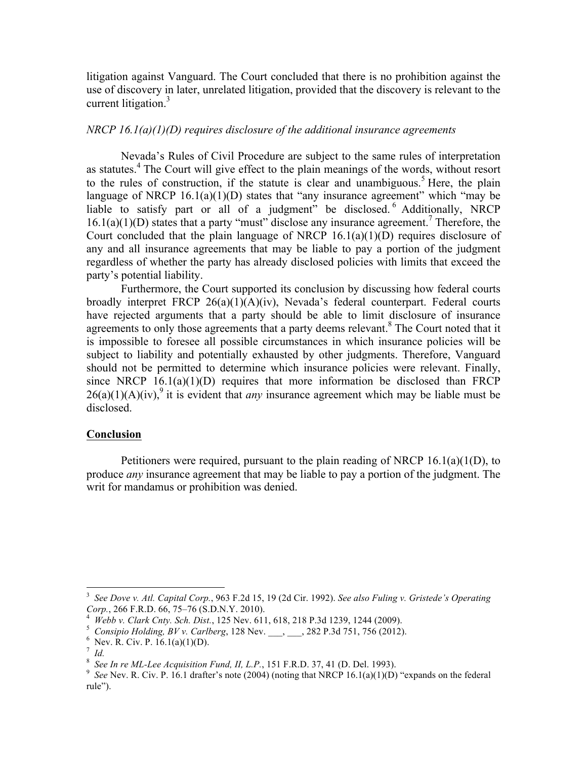litigation against Vanguard. The Court concluded that there is no prohibition against the use of discovery in later, unrelated litigation, provided that the discovery is relevant to the current litigation.[3]

*NRCP 16.1(a)(1)(D) requires disclosure of the additional insurance agreements*

Nevada's Rules of Civil Procedure are subject to the same rules of interpretation as statutes.[4] The Court will give effect to the plain meanings of the words, without resort to the rules of construction, if the statute is clear and unambiguous.[5] Here, the plain language of NRCP 16.1(a)(1)(D) states that "any insurance agreement" which "may be liable to satisfy part or all of a judgment" be disclosed.[6] Additionally, NRCP 16.1(a)(1)(D) states that a party "must" disclose any insurance agreement.[7] Therefore, the Court concluded that the plain language of NRCP 16.1(a)(1)(D) requires disclosure of any and all insurance agreements that may be liable to pay a portion of the judgment regardless of whether the party has already disclosed policies with limits that exceed the party's potential liability.

Furthermore, the Court supported its conclusion by discussing how federal courts broadly interpret FRCP 26(a)(1)(A)(iv), Nevada's federal counterpart. Federal courts have rejected arguments that a party should be able to limit disclosure of insurance agreements to only those agreements that a party deems relevant.[8] The Court noted that it is impossible to foresee all possible circumstances in which insurance policies will be subject to liability and potentially exhausted by other judgments. Therefore, Vanguard should not be permitted to determine which insurance policies were relevant. Finally, since NRCP 16.1(a)(1)(D) requires that more information be disclosed than FRCP 26(a)(1)(A)(iv),[9] it is evident that *any* insurance agreement which may be liable must be disclosed.

## Conclusion

Petitioners were required, pursuant to the plain reading of NRCP 16.1(a)(1(D), to produce *any* insurance agreement that may be liable to pay a portion of the judgment. The writ for mandamus or prohibition was denied.

---

[3] *See Dove v. Atl. Capital Corp.*, 963 F.2d 15, 19 (2d Cir. 1992). *See also Fuling v. Gristede's Operating Corp.*, 266 F.R.D. 66, 75–76 (S.D.N.Y. 2010).

[4] *Webb v. Clark Cnty. Sch. Dist.*, 125 Nev. 611, 618, 218 P.3d 1239, 1244 (2009).

[5] *Consipio Holding, BV v. Carlberg*, 128 Nev. ___, ___, 282 P.3d 751, 756 (2012).

[6] Nev. R. Civ. P. 16.1(a)(1)(D).

[7] *Id.*

[8] *See In re ML-Lee Acquisition Fund, II, L.P.*, 151 F.R.D. 37, 41 (D. Del. 1993).

[9] *See* Nev. R. Civ. P. 16.1 drafter's note (2004) (noting that NRCP 16.1(a)(1)(D) "expands on the federal rule").